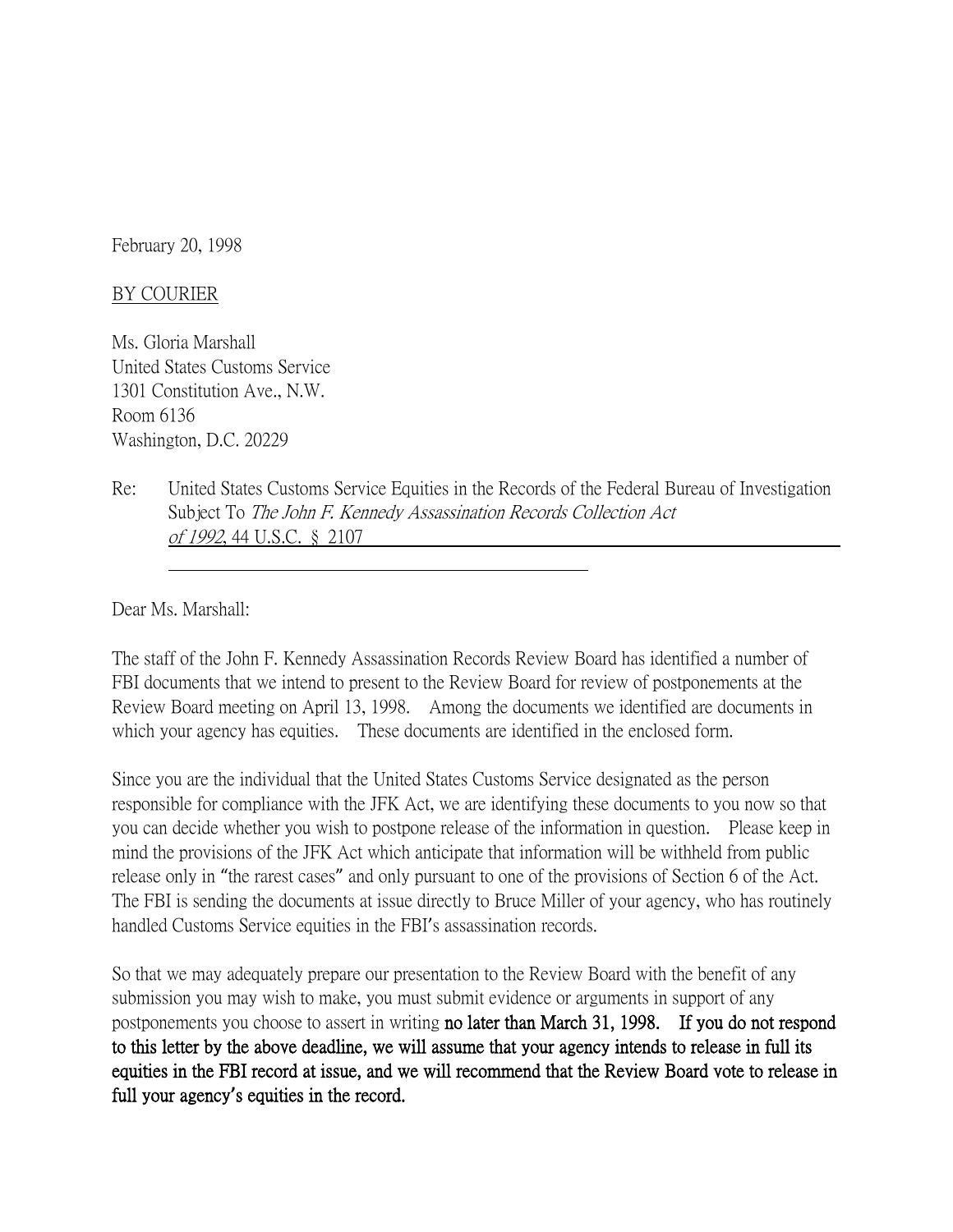February 20, 1998

BY COURIER

Ms. Gloria Marshall
United States Customs Service
1301 Constitution Ave., N.W.
Room 6136
Washington, D.C. 20229

Re: United States Customs Service Equities in the Records of the Federal Bureau of Investigation Subject To *The John F. Kennedy Assassination Records Collection Act of 1992*, 44 U.S.C. § 2107

Dear Ms. Marshall:

The staff of the John F. Kennedy Assassination Records Review Board has identified a number of FBI documents that we intend to present to the Review Board for review of postponements at the Review Board meeting on April 13, 1998. Among the documents we identified are documents in which your agency has equities. These documents are identified in the enclosed form.

Since you are the individual that the United States Customs Service designated as the person responsible for compliance with the JFK Act, we are identifying these documents to you now so that you can decide whether you wish to postpone release of the information in question. Please keep in mind the provisions of the JFK Act which anticipate that information will be withheld from public release only in "the rarest cases" and only pursuant to one of the provisions of Section 6 of the Act. The FBI is sending the documents at issue directly to Bruce Miller of your agency, who has routinely handled Customs Service equities in the FBI's assassination records.

So that we may adequately prepare our presentation to the Review Board with the benefit of any submission you may wish to make, you must submit evidence or arguments in support of any postponements you choose to assert in writing **no later than March 31, 1998. If you do not respond to this letter by the above deadline, we will assume that your agency intends to release in full its equities in the FBI record at issue, and we will recommend that the Review Board vote to release in full your agency's equities in the record.**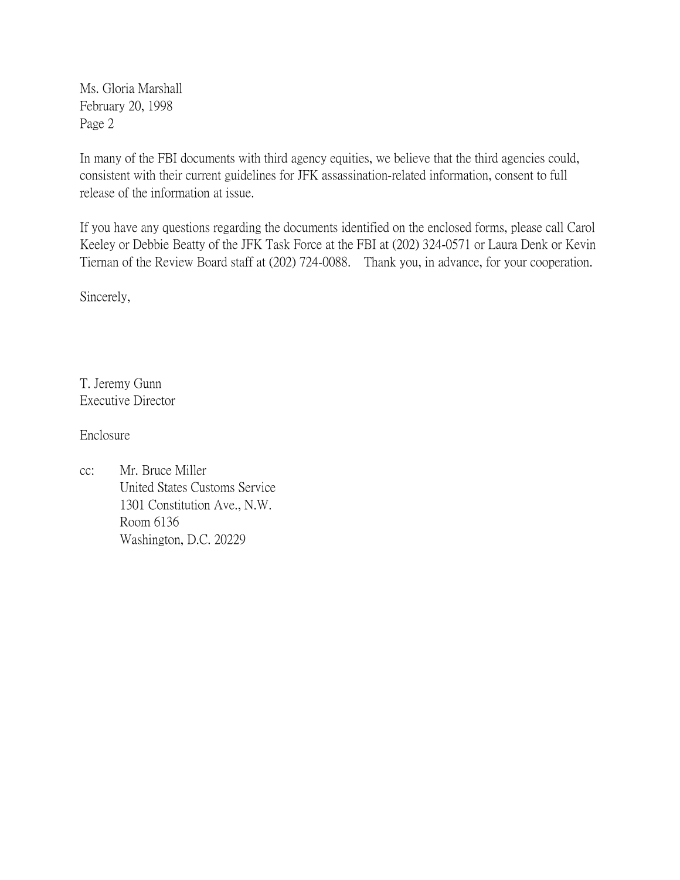Ms. Gloria Marshall
February 20, 1998
Page 2

In many of the FBI documents with third agency equities, we believe that the third agencies could, consistent with their current guidelines for JFK assassination-related information, consent to full release of the information at issue.

If you have any questions regarding the documents identified on the enclosed forms, please call Carol Keeley or Debbie Beatty of the JFK Task Force at the FBI at (202) 324-0571 or Laura Denk or Kevin Tiernan of the Review Board staff at (202) 724-0088. Thank you, in advance, for your cooperation.

Sincerely,

T. Jeremy Gunn
Executive Director

Enclosure

cc: Mr. Bruce Miller
United States Customs Service
1301 Constitution Ave., N.W.
Room 6136
Washington, D.C. 20229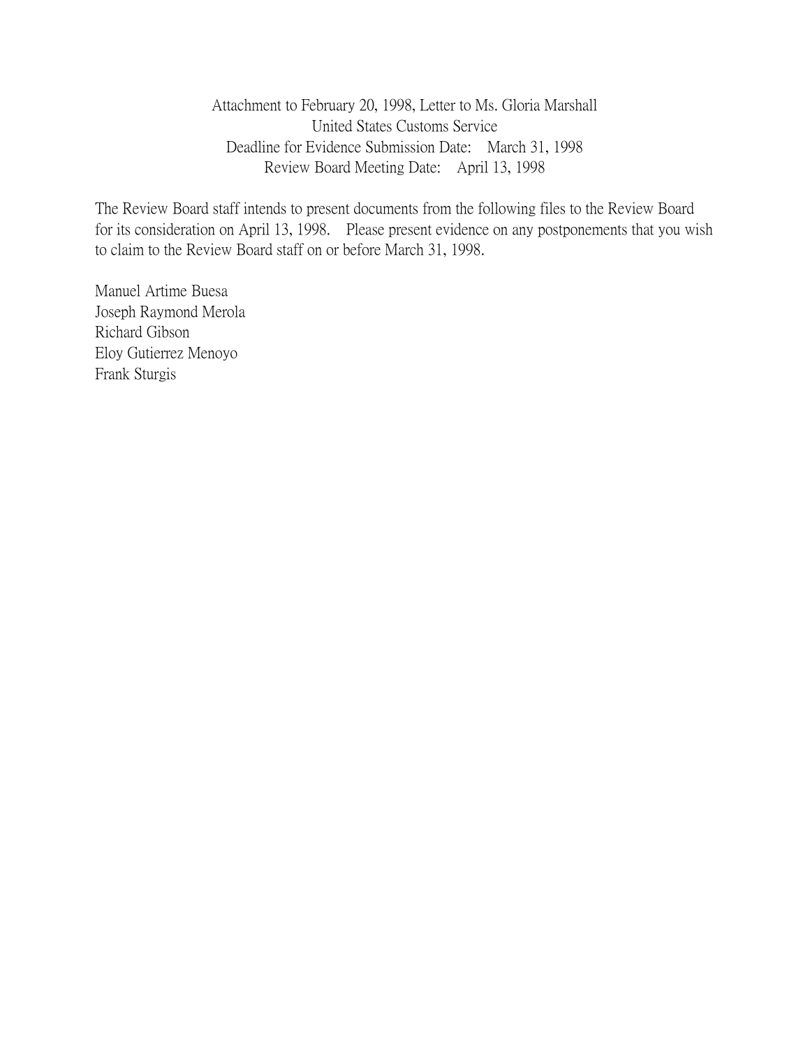Attachment to February 20, 1998, Letter to Ms. Gloria Marshall
United States Customs Service
Deadline for Evidence Submission Date: March 31, 1998
Review Board Meeting Date: April 13, 1998

The Review Board staff intends to present documents from the following files to the Review Board for its consideration on April 13, 1998. Please present evidence on any postponements that you wish to claim to the Review Board staff on or before March 31, 1998.

Manuel Artime Buesa
Joseph Raymond Merola
Richard Gibson
Eloy Gutierrez Menoyo
Frank Sturgis